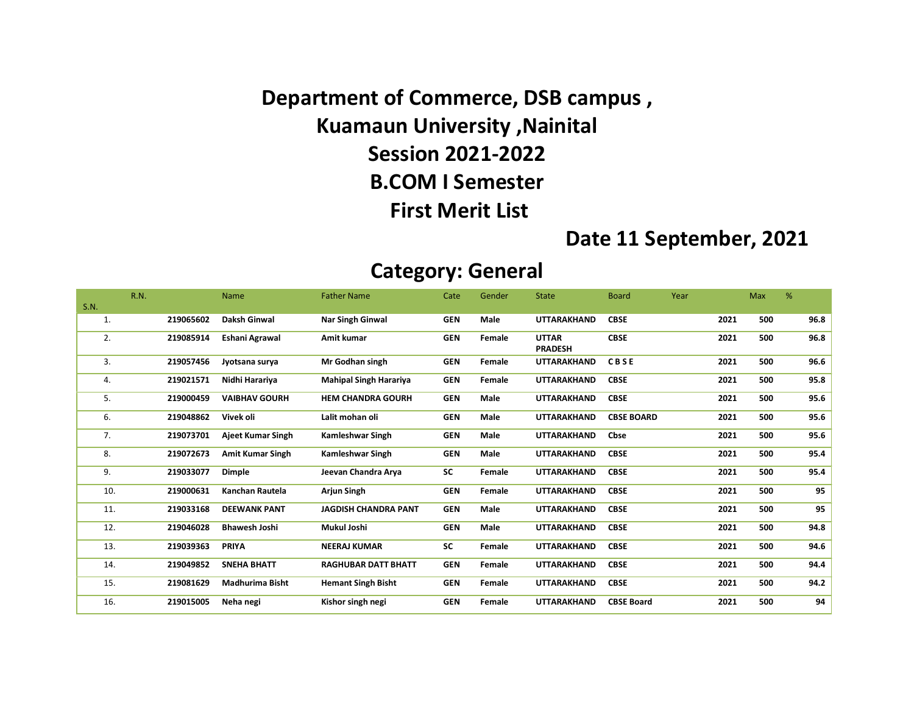# Department of Commerce, DSB campus ,

# Kuamaun University ,Nainital

# Session 2021-2022

# B.COM I Semester

# First Merit List

## Date 11 September, 2021

## Category: General

| S.N. | R.N. | Name | Father Name | Cate | Gender | State | Board | Year | Max | % |
|---|---|---|---|---|---|---|---|---|---|---|
| 1. | 219065602 | Daksh Ginwal | Nar Singh Ginwal | GEN | Male | UTTARAKHAND | CBSE | 2021 | 500 | 96.8 |
| 2. | 219085914 | Eshani Agrawal | Amit kumar | GEN | Female | UTTAR PRADESH | CBSE | 2021 | 500 | 96.8 |
| 3. | 219057456 | Jyotsana surya | Mr Godhan singh | GEN | Female | UTTARAKHAND | C B S E | 2021 | 500 | 96.6 |
| 4. | 219021571 | Nidhi Harariya | Mahipal Singh Harariya | GEN | Female | UTTARAKHAND | CBSE | 2021 | 500 | 95.8 |
| 5. | 219000459 | VAIBHAV GOURH | HEM CHANDRA GOURH | GEN | Male | UTTARAKHAND | CBSE | 2021 | 500 | 95.6 |
| 6. | 219048862 | Vivek oli | Lalit mohan oli | GEN | Male | UTTARAKHAND | CBSE BOARD | 2021 | 500 | 95.6 |
| 7. | 219073701 | Ajeet Kumar Singh | Kamleshwar Singh | GEN | Male | UTTARAKHAND | Cbse | 2021 | 500 | 95.6 |
| 8. | 219072673 | Amit Kumar Singh | Kamleshwar Singh | GEN | Male | UTTARAKHAND | CBSE | 2021 | 500 | 95.4 |
| 9. | 219033077 | Dimple | Jeevan Chandra Arya | SC | Female | UTTARAKHAND | CBSE | 2021 | 500 | 95.4 |
| 10. | 219000631 | Kanchan Rautela | Arjun Singh | GEN | Female | UTTARAKHAND | CBSE | 2021 | 500 | 95 |
| 11. | 219033168 | DEEWANK PANT | JAGDISH CHANDRA PANT | GEN | Male | UTTARAKHAND | CBSE | 2021 | 500 | 95 |
| 12. | 219046028 | Bhawesh Joshi | Mukul Joshi | GEN | Male | UTTARAKHAND | CBSE | 2021 | 500 | 94.8 |
| 13. | 219039363 | PRIYA | NEERAJ KUMAR | SC | Female | UTTARAKHAND | CBSE | 2021 | 500 | 94.6 |
| 14. | 219049852 | SNEHA BHATT | RAGHUBAR DATT BHATT | GEN | Female | UTTARAKHAND | CBSE | 2021 | 500 | 94.4 |
| 15. | 219081629 | Madhurima Bisht | Hemant Singh Bisht | GEN | Female | UTTARAKHAND | CBSE | 2021 | 500 | 94.2 |
| 16. | 219015005 | Neha negi | Kishor singh negi | GEN | Female | UTTARAKHAND | CBSE Board | 2021 | 500 | 94 |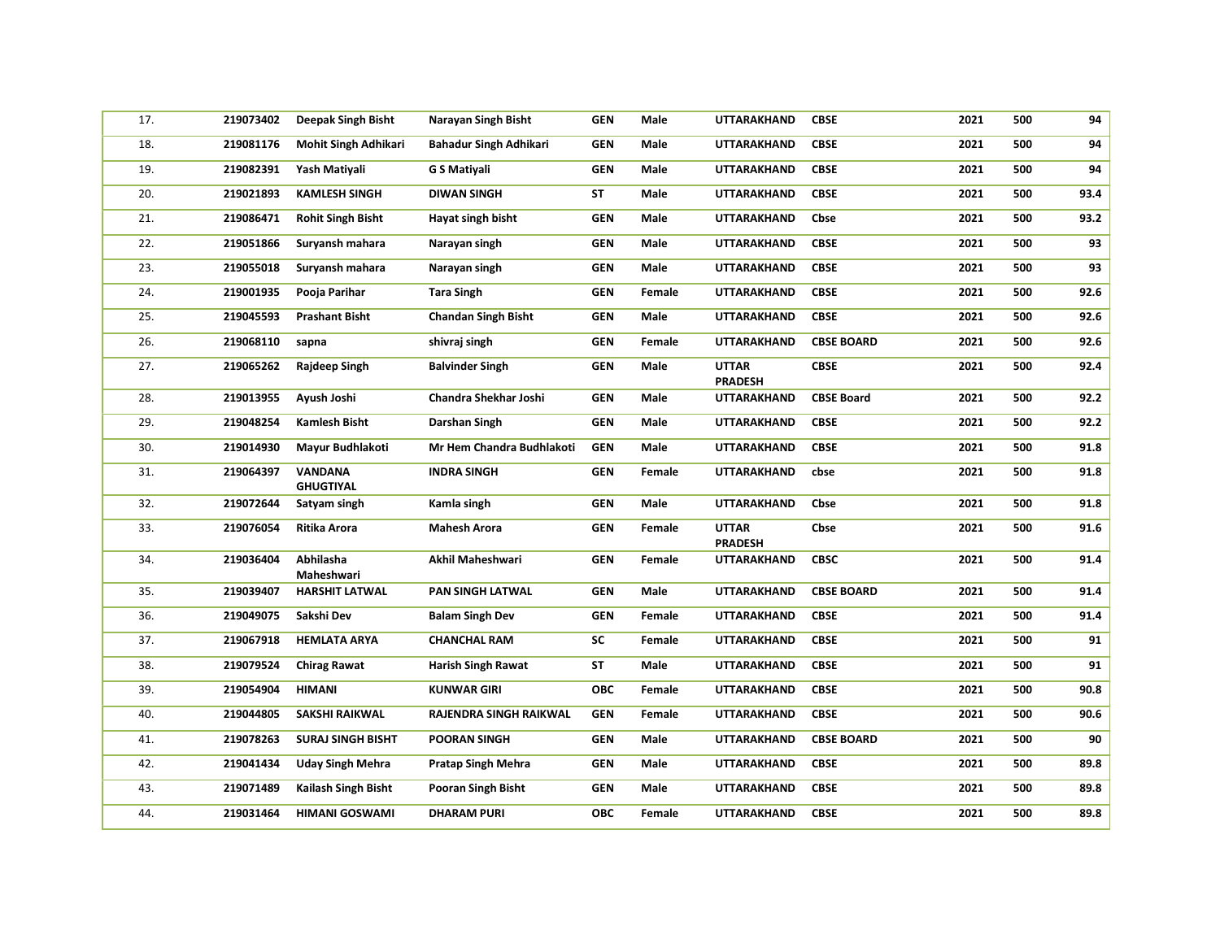| | | | | | | | | | | |
|---|---|---|---|---|---|---|---|---|---|---|
| 17. | 219073402 | **Deepak Singh Bisht** | **Narayan Singh Bisht** | **GEN** | **Male** | **UTTARAKHAND** | **CBSE** | **2021** | **500** | **94** |
| 18. | 219081176 | **Mohit Singh Adhikari** | **Bahadur Singh Adhikari** | **GEN** | **Male** | **UTTARAKHAND** | **CBSE** | **2021** | **500** | **94** |
| 19. | 219082391 | **Yash Matiyali** | **G S Matiyali** | **GEN** | **Male** | **UTTARAKHAND** | **CBSE** | **2021** | **500** | **94** |
| 20. | 219021893 | **KAMLESH SINGH** | **DIWAN SINGH** | **ST** | **Male** | **UTTARAKHAND** | **CBSE** | **2021** | **500** | **93.4** |
| 21. | 219086471 | **Rohit Singh Bisht** | **Hayat singh bisht** | **GEN** | **Male** | **UTTARAKHAND** | **Cbse** | **2021** | **500** | **93.2** |
| 22. | 219051866 | **Suryansh mahara** | **Narayan singh** | **GEN** | **Male** | **UTTARAKHAND** | **CBSE** | **2021** | **500** | **93** |
| 23. | 219055018 | **Suryansh mahara** | **Narayan singh** | **GEN** | **Male** | **UTTARAKHAND** | **CBSE** | **2021** | **500** | **93** |
| 24. | 219001935 | **Pooja Parihar** | **Tara Singh** | **GEN** | **Female** | **UTTARAKHAND** | **CBSE** | **2021** | **500** | **92.6** |
| 25. | 219045593 | **Prashant Bisht** | **Chandan Singh Bisht** | **GEN** | **Male** | **UTTARAKHAND** | **CBSE** | **2021** | **500** | **92.6** |
| 26. | 219068110 | **sapna** | **shivraj singh** | **GEN** | **Female** | **UTTARAKHAND** | **CBSE BOARD** | **2021** | **500** | **92.6** |
| 27. | 219065262 | **Rajdeep Singh** | **Balvinder Singh** | **GEN** | **Male** | **UTTAR PRADESH** | **CBSE** | **2021** | **500** | **92.4** |
| 28. | 219013955 | **Ayush Joshi** | **Chandra Shekhar Joshi** | **GEN** | **Male** | **UTTARAKHAND** | **CBSE Board** | **2021** | **500** | **92.2** |
| 29. | 219048254 | **Kamlesh Bisht** | **Darshan Singh** | **GEN** | **Male** | **UTTARAKHAND** | **CBSE** | **2021** | **500** | **92.2** |
| 30. | 219014930 | **Mayur Budhlakoti** | **Mr Hem Chandra Budhlakoti** | **GEN** | **Male** | **UTTARAKHAND** | **CBSE** | **2021** | **500** | **91.8** |
| 31. | 219064397 | **VANDANA GHUGTIYAL** | **INDRA SINGH** | **GEN** | **Female** | **UTTARAKHAND** | **cbse** | **2021** | **500** | **91.8** |
| 32. | 219072644 | **Satyam singh** | **Kamla singh** | **GEN** | **Male** | **UTTARAKHAND** | **Cbse** | **2021** | **500** | **91.8** |
| 33. | 219076054 | **Ritika Arora** | **Mahesh Arora** | **GEN** | **Female** | **UTTAR PRADESH** | **Cbse** | **2021** | **500** | **91.6** |
| 34. | 219036404 | **Abhilasha Maheshwari** | **Akhil Maheshwari** | **GEN** | **Female** | **UTTARAKHAND** | **CBSC** | **2021** | **500** | **91.4** |
| 35. | 219039407 | **HARSHIT LATWAL** | **PAN SINGH LATWAL** | **GEN** | **Male** | **UTTARAKHAND** | **CBSE BOARD** | **2021** | **500** | **91.4** |
| 36. | 219049075 | **Sakshi Dev** | **Balam Singh Dev** | **GEN** | **Female** | **UTTARAKHAND** | **CBSE** | **2021** | **500** | **91.4** |
| 37. | 219067918 | **HEMLATA ARYA** | **CHANCHAL RAM** | **SC** | **Female** | **UTTARAKHAND** | **CBSE** | **2021** | **500** | **91** |
| 38. | 219079524 | **Chirag Rawat** | **Harish Singh Rawat** | **ST** | **Male** | **UTTARAKHAND** | **CBSE** | **2021** | **500** | **91** |
| 39. | 219054904 | **HIMANI** | **KUNWAR GIRI** | **OBC** | **Female** | **UTTARAKHAND** | **CBSE** | **2021** | **500** | **90.8** |
| 40. | 219044805 | **SAKSHI RAIKWAL** | **RAJENDRA SINGH RAIKWAL** | **GEN** | **Female** | **UTTARAKHAND** | **CBSE** | **2021** | **500** | **90.6** |
| 41. | 219078263 | **SURAJ SINGH BISHT** | **POORAN SINGH** | **GEN** | **Male** | **UTTARAKHAND** | **CBSE BOARD** | **2021** | **500** | **90** |
| 42. | 219041434 | **Uday Singh Mehra** | **Pratap Singh Mehra** | **GEN** | **Male** | **UTTARAKHAND** | **CBSE** | **2021** | **500** | **89.8** |
| 43. | 219071489 | **Kailash Singh Bisht** | **Pooran Singh Bisht** | **GEN** | **Male** | **UTTARAKHAND** | **CBSE** | **2021** | **500** | **89.8** |
| 44. | 219031464 | **HIMANI GOSWAMI** | **DHARAM PURI** | **OBC** | **Female** | **UTTARAKHAND** | **CBSE** | **2021** | **500** | **89.8** |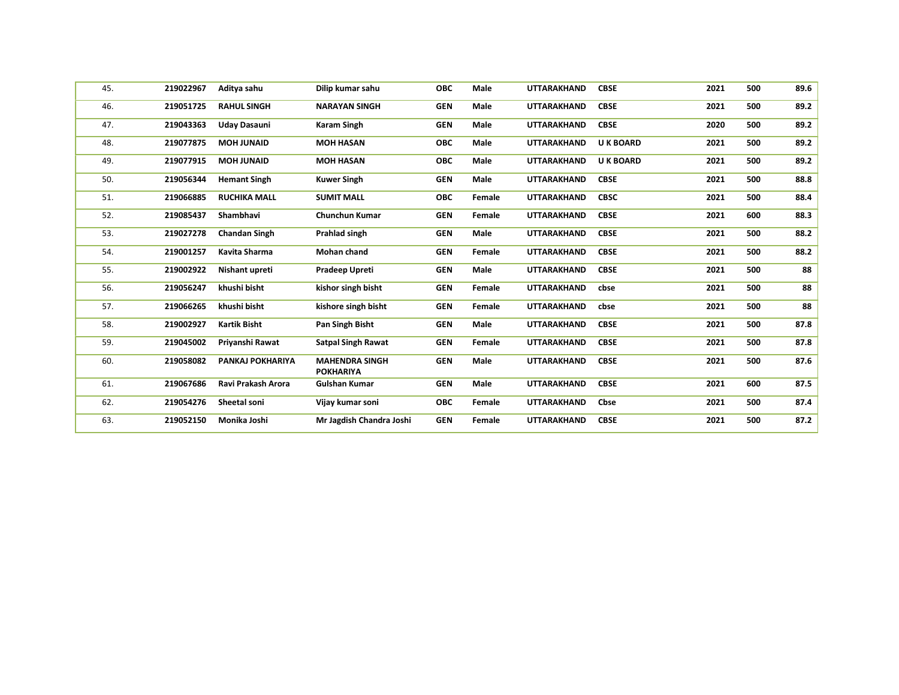| | | | | | | | | | | |
|---|---|---|---|---|---|---|---|---|---|---|
| 45. | 219022967 | Aditya sahu | Dilip kumar sahu | OBC | Male | UTTARAKHAND | CBSE | 2021 | 500 | 89.6 |
| 46. | 219051725 | RAHUL SINGH | NARAYAN SINGH | GEN | Male | UTTARAKHAND | CBSE | 2021 | 500 | 89.2 |
| 47. | 219043363 | Uday Dasauni | Karam Singh | GEN | Male | UTTARAKHAND | CBSE | 2020 | 500 | 89.2 |
| 48. | 219077875 | MOH JUNAID | MOH HASAN | OBC | Male | UTTARAKHAND | U K BOARD | 2021 | 500 | 89.2 |
| 49. | 219077915 | MOH JUNAID | MOH HASAN | OBC | Male | UTTARAKHAND | U K BOARD | 2021 | 500 | 89.2 |
| 50. | 219056344 | Hemant Singh | Kuwer Singh | GEN | Male | UTTARAKHAND | CBSE | 2021 | 500 | 88.8 |
| 51. | 219066885 | RUCHIKA MALL | SUMIT MALL | OBC | Female | UTTARAKHAND | CBSC | 2021 | 500 | 88.4 |
| 52. | 219085437 | Shambhavi | Chunchun Kumar | GEN | Female | UTTARAKHAND | CBSE | 2021 | 600 | 88.3 |
| 53. | 219027278 | Chandan Singh | Prahlad singh | GEN | Male | UTTARAKHAND | CBSE | 2021 | 500 | 88.2 |
| 54. | 219001257 | Kavita Sharma | Mohan chand | GEN | Female | UTTARAKHAND | CBSE | 2021 | 500 | 88.2 |
| 55. | 219002922 | Nishant upreti | Pradeep Upreti | GEN | Male | UTTARAKHAND | CBSE | 2021 | 500 | 88 |
| 56. | 219056247 | khushi bisht | kishor singh bisht | GEN | Female | UTTARAKHAND | cbse | 2021 | 500 | 88 |
| 57. | 219066265 | khushi bisht | kishore singh bisht | GEN | Female | UTTARAKHAND | cbse | 2021 | 500 | 88 |
| 58. | 219002927 | Kartik Bisht | Pan Singh Bisht | GEN | Male | UTTARAKHAND | CBSE | 2021 | 500 | 87.8 |
| 59. | 219045002 | Priyanshi Rawat | Satpal Singh Rawat | GEN | Female | UTTARAKHAND | CBSE | 2021 | 500 | 87.8 |
| 60. | 219058082 | PANKAJ POKHARIYA | MAHENDRA SINGH POKHARIYA | GEN | Male | UTTARAKHAND | CBSE | 2021 | 500 | 87.6 |
| 61. | 219067686 | Ravi Prakash Arora | Gulshan Kumar | GEN | Male | UTTARAKHAND | CBSE | 2021 | 600 | 87.5 |
| 62. | 219054276 | Sheetal soni | Vijay kumar soni | OBC | Female | UTTARAKHAND | Cbse | 2021 | 500 | 87.4 |
| 63. | 219052150 | Monika Joshi | Mr Jagdish Chandra Joshi | GEN | Female | UTTARAKHAND | CBSE | 2021 | 500 | 87.2 |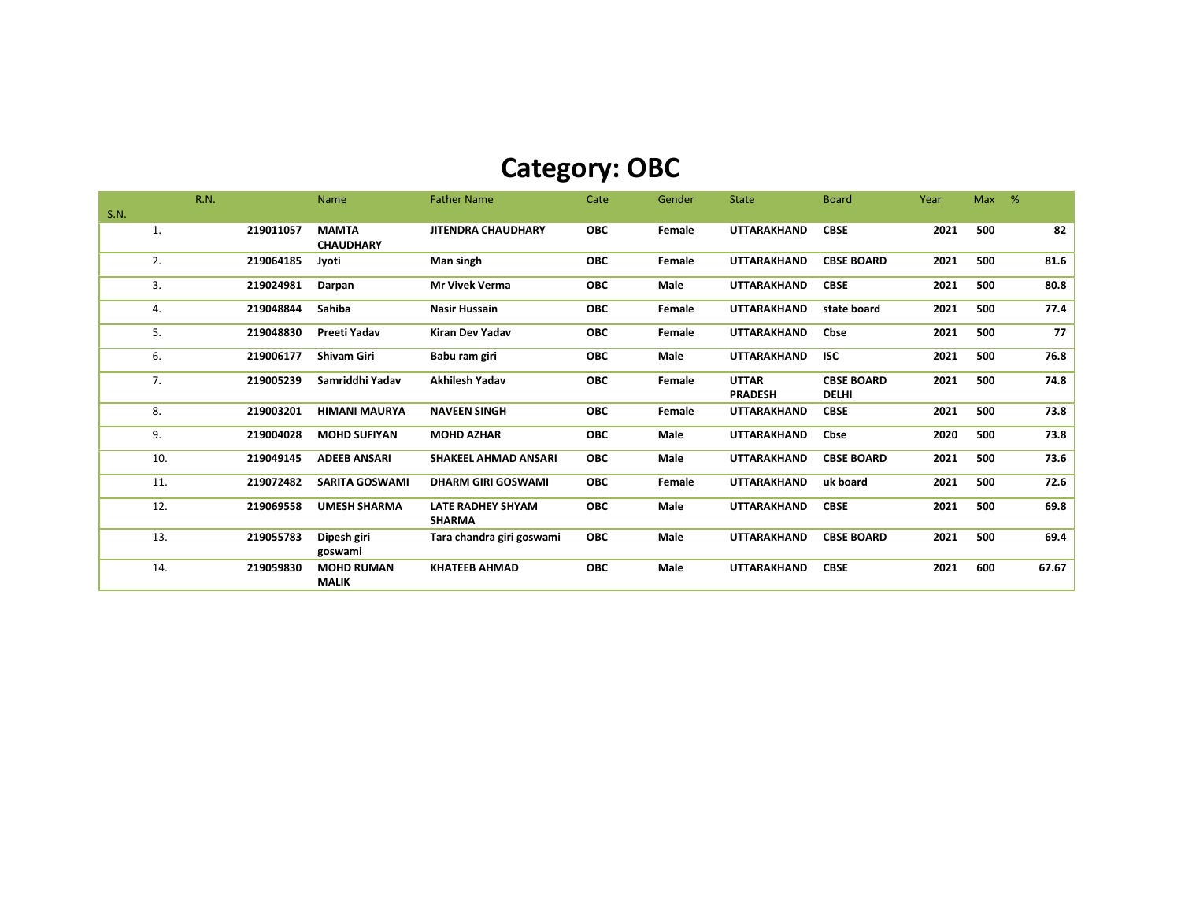# Category: OBC

| S.N. | R.N. | Name | Father Name | Cate | Gender | State | Board | Year | Max | % |
|---|---|---|---|---|---|---|---|---|---|---|
| 1. | 219011057 | MAMTA CHAUDHARY | JITENDRA CHAUDHARY | OBC | Female | UTTARAKHAND | CBSE | 2021 | 500 | 82 |
| 2. | 219064185 | Jyoti | Man singh | OBC | Female | UTTARAKHAND | CBSE BOARD | 2021 | 500 | 81.6 |
| 3. | 219024981 | Darpan | Mr Vivek Verma | OBC | Male | UTTARAKHAND | CBSE | 2021 | 500 | 80.8 |
| 4. | 219048844 | Sahiba | Nasir Hussain | OBC | Female | UTTARAKHAND | state board | 2021 | 500 | 77.4 |
| 5. | 219048830 | Preeti Yadav | Kiran Dev Yadav | OBC | Female | UTTARAKHAND | Cbse | 2021 | 500 | 77 |
| 6. | 219006177 | Shivam Giri | Babu ram giri | OBC | Male | UTTARAKHAND | ISC | 2021 | 500 | 76.8 |
| 7. | 219005239 | Samriddhi Yadav | Akhilesh Yadav | OBC | Female | UTTAR PRADESH | CBSE BOARD DELHI | 2021 | 500 | 74.8 |
| 8. | 219003201 | HIMANI MAURYA | NAVEEN SINGH | OBC | Female | UTTARAKHAND | CBSE | 2021 | 500 | 73.8 |
| 9. | 219004028 | MOHD SUFIYAN | MOHD AZHAR | OBC | Male | UTTARAKHAND | Cbse | 2020 | 500 | 73.8 |
| 10. | 219049145 | ADEEB ANSARI | SHAKEEL AHMAD ANSARI | OBC | Male | UTTARAKHAND | CBSE BOARD | 2021 | 500 | 73.6 |
| 11. | 219072482 | SARITA GOSWAMI | DHARM GIRI GOSWAMI | OBC | Female | UTTARAKHAND | uk board | 2021 | 500 | 72.6 |
| 12. | 219069558 | UMESH SHARMA | LATE RADHEY SHYAM SHARMA | OBC | Male | UTTARAKHAND | CBSE | 2021 | 500 | 69.8 |
| 13. | 219055783 | Dipesh giri goswami | Tara chandra giri goswami | OBC | Male | UTTARAKHAND | CBSE BOARD | 2021 | 500 | 69.4 |
| 14. | 219059830 | MOHD RUMAN MALIK | KHATEEB AHMAD | OBC | Male | UTTARAKHAND | CBSE | 2021 | 600 | 67.67 |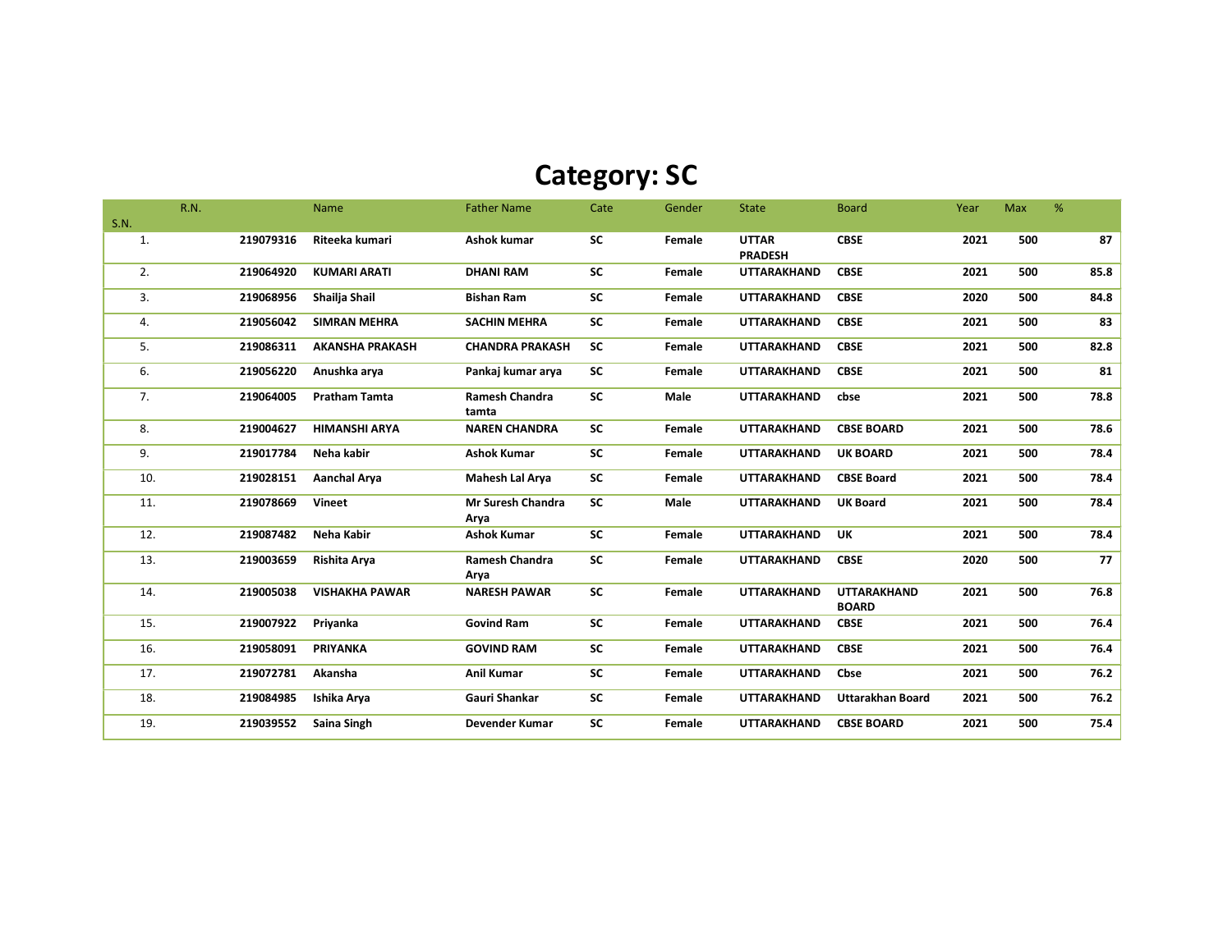# Category: SC

| S.N. | R.N. | Name | Father Name | Cate | Gender | State | Board | Year | Max | % |
|---|---|---|---|---|---|---|---|---|---|---|
| 1. | 219079316 | Riteeka kumari | Ashok kumar | SC | Female | UTTAR PRADESH | CBSE | 2021 | 500 | 87 |
| 2. | 219064920 | KUMARI ARATI | DHANI RAM | SC | Female | UTTARAKHAND | CBSE | 2021 | 500 | 85.8 |
| 3. | 219068956 | Shailja Shail | Bishan Ram | SC | Female | UTTARAKHAND | CBSE | 2020 | 500 | 84.8 |
| 4. | 219056042 | SIMRAN MEHRA | SACHIN MEHRA | SC | Female | UTTARAKHAND | CBSE | 2021 | 500 | 83 |
| 5. | 219086311 | AKANSHA PRAKASH | CHANDRA PRAKASH | SC | Female | UTTARAKHAND | CBSE | 2021 | 500 | 82.8 |
| 6. | 219056220 | Anushka arya | Pankaj kumar arya | SC | Female | UTTARAKHAND | CBSE | 2021 | 500 | 81 |
| 7. | 219064005 | Pratham Tamta | Ramesh Chandra tamta | SC | Male | UTTARAKHAND | cbse | 2021 | 500 | 78.8 |
| 8. | 219004627 | HIMANSHI ARYA | NAREN CHANDRA | SC | Female | UTTARAKHAND | CBSE BOARD | 2021 | 500 | 78.6 |
| 9. | 219017784 | Neha kabir | Ashok Kumar | SC | Female | UTTARAKHAND | UK BOARD | 2021 | 500 | 78.4 |
| 10. | 219028151 | Aanchal Arya | Mahesh Lal Arya | SC | Female | UTTARAKHAND | CBSE Board | 2021 | 500 | 78.4 |
| 11. | 219078669 | Vineet | Mr Suresh Chandra Arya | SC | Male | UTTARAKHAND | UK Board | 2021 | 500 | 78.4 |
| 12. | 219087482 | Neha Kabir | Ashok Kumar | SC | Female | UTTARAKHAND | UK | 2021 | 500 | 78.4 |
| 13. | 219003659 | Rishita Arya | Ramesh Chandra Arya | SC | Female | UTTARAKHAND | CBSE | 2020 | 500 | 77 |
| 14. | 219005038 | VISHAKHA PAWAR | NARESH PAWAR | SC | Female | UTTARAKHAND | UTTARAKHAND BOARD | 2021 | 500 | 76.8 |
| 15. | 219007922 | Priyanka | Govind Ram | SC | Female | UTTARAKHAND | CBSE | 2021 | 500 | 76.4 |
| 16. | 219058091 | PRIYANKA | GOVIND RAM | SC | Female | UTTARAKHAND | CBSE | 2021 | 500 | 76.4 |
| 17. | 219072781 | Akansha | Anil Kumar | SC | Female | UTTARAKHAND | Cbse | 2021 | 500 | 76.2 |
| 18. | 219084985 | Ishika Arya | Gauri Shankar | SC | Female | UTTARAKHAND | Uttarakhan Board | 2021 | 500 | 76.2 |
| 19. | 219039552 | Saina Singh | Devender Kumar | SC | Female | UTTARAKHAND | CBSE BOARD | 2021 | 500 | 75.4 |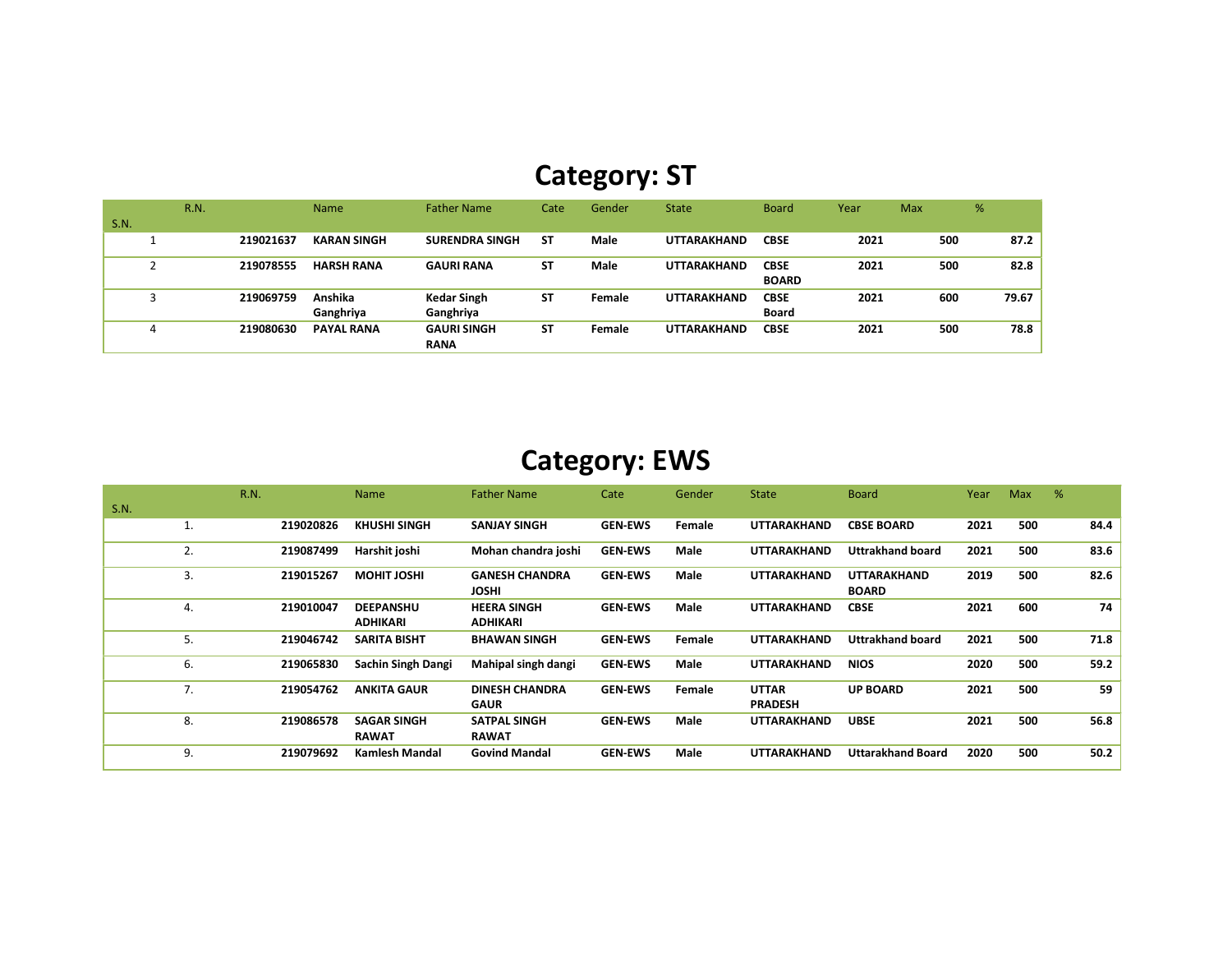# Category: ST

| S.N. | R.N. | Name | Father Name | Cate | Gender | State | Board | Year | Max | % |
|---|---|---|---|---|---|---|---|---|---|---|
| 1 | 219021637 | **KARAN SINGH** | **SURENDRA SINGH** | **ST** | **Male** | **UTTARAKHAND** | **CBSE** | 2021 | 500 | 87.2 |
| 2 | 219078555 | **HARSH RANA** | **GAURI RANA** | **ST** | **Male** | **UTTARAKHAND** | **CBSE BOARD** | 2021 | 500 | 82.8 |
| 3 | 219069759 | **Anshika Ganghriya** | **Kedar Singh Ganghriya** | **ST** | **Female** | **UTTARAKHAND** | **CBSE Board** | 2021 | 600 | 79.67 |
| 4 | 219080630 | **PAYAL RANA** | **GAURI SINGH RANA** | **ST** | **Female** | **UTTARAKHAND** | **CBSE** | 2021 | 500 | 78.8 |

# Category: EWS

| S.N. | R.N. | Name | Father Name | Cate | Gender | State | Board | Year | Max | % |
|---|---|---|---|---|---|---|---|---|---|---|
| 1. | 219020826 | **KHUSHI SINGH** | **SANJAY SINGH** | **GEN-EWS** | **Female** | **UTTARAKHAND** | **CBSE BOARD** | 2021 | 500 | 84.4 |
| 2. | 219087499 | **Harshit joshi** | **Mohan chandra joshi** | **GEN-EWS** | **Male** | **UTTARAKHAND** | **Uttrakhand board** | 2021 | 500 | 83.6 |
| 3. | 219015267 | **MOHIT JOSHI** | **GANESH CHANDRA JOSHI** | **GEN-EWS** | **Male** | **UTTARAKHAND** | **UTTARAKHAND BOARD** | 2019 | 500 | 82.6 |
| 4. | 219010047 | **DEEPANSHU ADHIKARI** | **HEERA SINGH ADHIKARI** | **GEN-EWS** | **Male** | **UTTARAKHAND** | **CBSE** | 2021 | 600 | 74 |
| 5. | 219046742 | **SARITA BISHT** | **BHAWAN SINGH** | **GEN-EWS** | **Female** | **UTTARAKHAND** | **Uttrakhand board** | 2021 | 500 | 71.8 |
| 6. | 219065830 | **Sachin Singh Dangi** | **Mahipal singh dangi** | **GEN-EWS** | **Male** | **UTTARAKHAND** | **NIOS** | 2020 | 500 | 59.2 |
| 7. | 219054762 | **ANKITA GAUR** | **DINESH CHANDRA GAUR** | **GEN-EWS** | **Female** | **UTTAR PRADESH** | **UP BOARD** | 2021 | 500 | 59 |
| 8. | 219086578 | **SAGAR SINGH RAWAT** | **SATPAL SINGH RAWAT** | **GEN-EWS** | **Male** | **UTTARAKHAND** | **UBSE** | 2021 | 500 | 56.8 |
| 9. | 219079692 | **Kamlesh Mandal** | **Govind Mandal** | **GEN-EWS** | **Male** | **UTTARAKHAND** | **Uttarakhand Board** | 2020 | 500 | 50.2 |